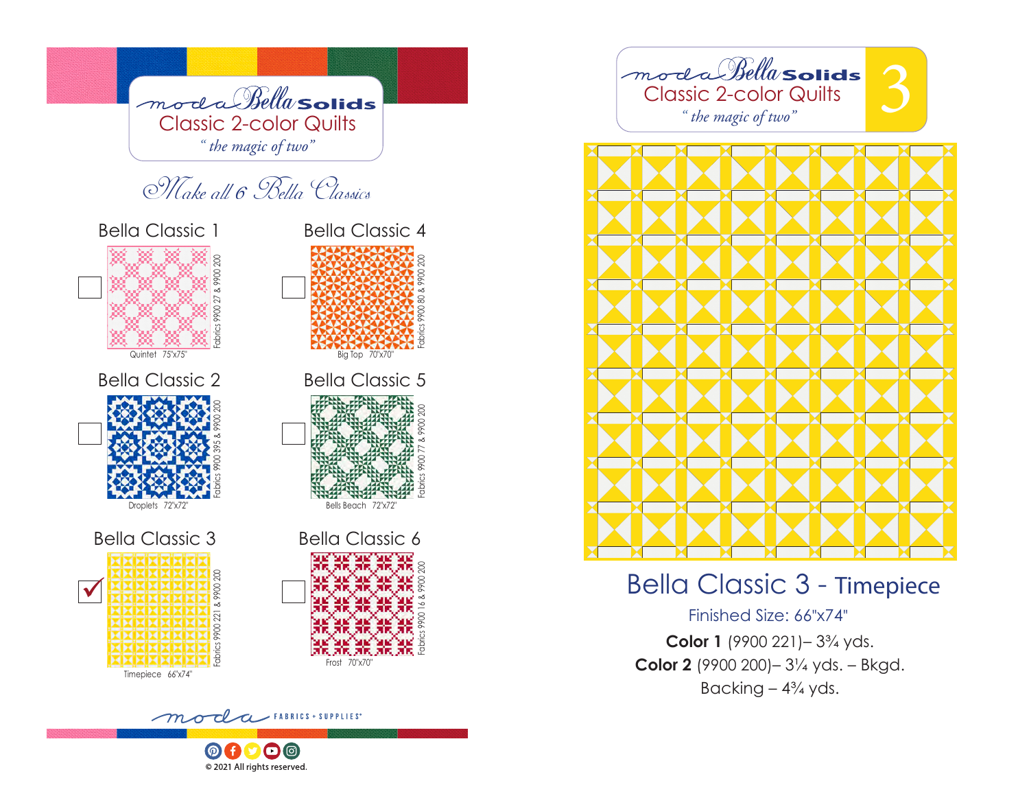moda Bella Solids

## Classic 2-color Quilts

*"the magic of two"*

*Make all 6 Bella Classics*

### Bella Classic 1

Quintet 75"x75"

Fabrics 9900 27 & 9900 200

### Bella Classic 4

Big Top 70"x70"

Fabrics 9900 80 & 9900 200

### Bella Classic 2

Droplets 72"x72"

Fabrics 9900 395 & 9900 200

### Bella Classic 5

Bells Beach 72"x72"

Fabrics 9900 77 & 9900 200

### Bella Classic 3 ✓

Timepiece 66"x74"

Fabrics 9900 221 & 9900 200

### Bella Classic 6

Frost 70"x70"

Fabrics 9900 16 & 9900 200

moda FABRICS + SUPPLIES®

© 2021 All rights reserved.

---

moda Bella Solids

## Classic 2-color Quilts 3

*"the magic of two"*

# Bella Classic 3 - Timepiece

Finished Size: 66"x74"

**Color 1** (9900 221)– 3¾ yds.

**Color 2** (9900 200)– 3¼ yds. – Bkgd.

Backing – 4¾ yds.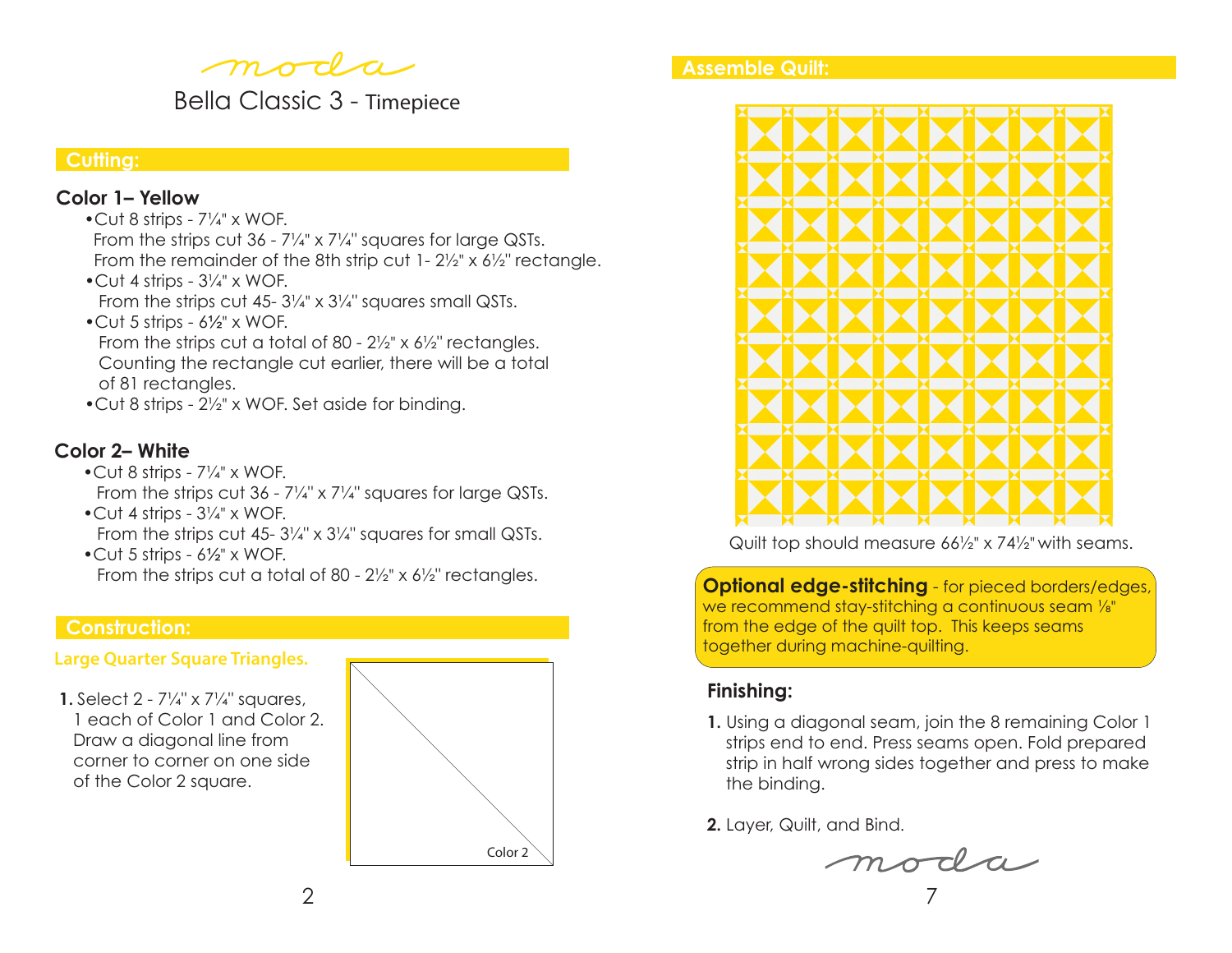moda

# Bella Classic 3 - Timepiece

## Cutting:

### Color 1– Yellow

- Cut 8 strips - 7¼" x WOF.
  From the strips cut 36 - 7¼" x 7¼" squares for large QSTs.
  From the remainder of the 8th strip cut 1- 2½" x 6½" rectangle.
- Cut 4 strips - 3¼" x WOF.
  From the strips cut 45- 3¼" x 3¼" squares small QSTs.
- Cut 5 strips - 6½" x WOF.
  From the strips cut a total of 80 - 2½" x 6½" rectangles.
  Counting the rectangle cut earlier, there will be a total of 81 rectangles.
- Cut 8 strips - 2½" x WOF. Set aside for binding.

### Color 2– White

- Cut 8 strips - 7¼" x WOF.
  From the strips cut 36 - 7¼" x 7¼" squares for large QSTs.
- Cut 4 strips - 3¼" x WOF.
  From the strips cut 45- 3¼" x 3¼" squares for small QSTs.
- Cut 5 strips - 6½" x WOF.
  From the strips cut a total of 80 - 2½" x 6½" rectangles.

## Construction:

### Large Quarter Square Triangles.

**1.** Select 2 - 7¼" x 7¼" squares, 1 each of Color 1 and Color 2. Draw a diagonal line from corner to corner on one side of the Color 2 square.

Color 2

## Assemble Quilt:

Quilt top should measure 66½" x 74½" with seams.

**Optional edge-stitching** - for pieced borders/edges, we recommend stay-stitching a continuous seam ⅛" from the edge of the quilt top. This keeps seams together during machine-quilting.

## Finishing:

**1.** Using a diagonal seam, join the 8 remaining Color 1 strips end to end. Press seams open. Fold prepared strip in half wrong sides together and press to make the binding.

**2.** Layer, Quilt, and Bind.

moda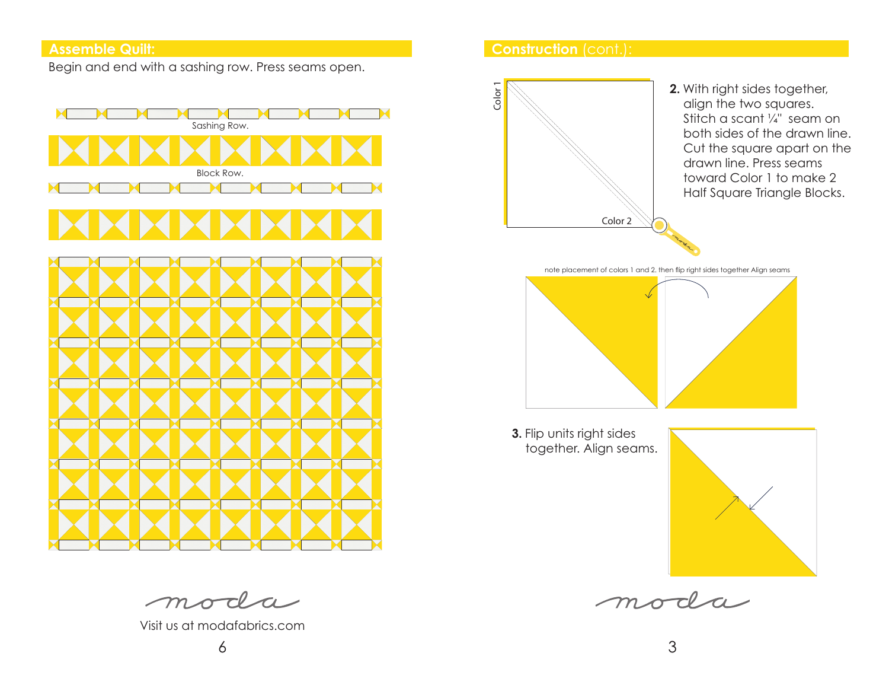## Assemble Quilt:

Begin and end with a sashing row. Press seams open.

Sashing Row.

Block Row.

Visit us at modafabrics.com

## Construction (cont.):

Color 1

Color 2

**2.** With right sides together, align the two squares. Stitch a scant ¼" seam on both sides of the drawn line. Cut the square apart on the drawn line. Press seams toward Color 1 to make 2 Half Square Triangle Blocks.

note placement of colors 1 and 2. then flip right sides together Align seams

**3.** Flip units right sides together. Align seams.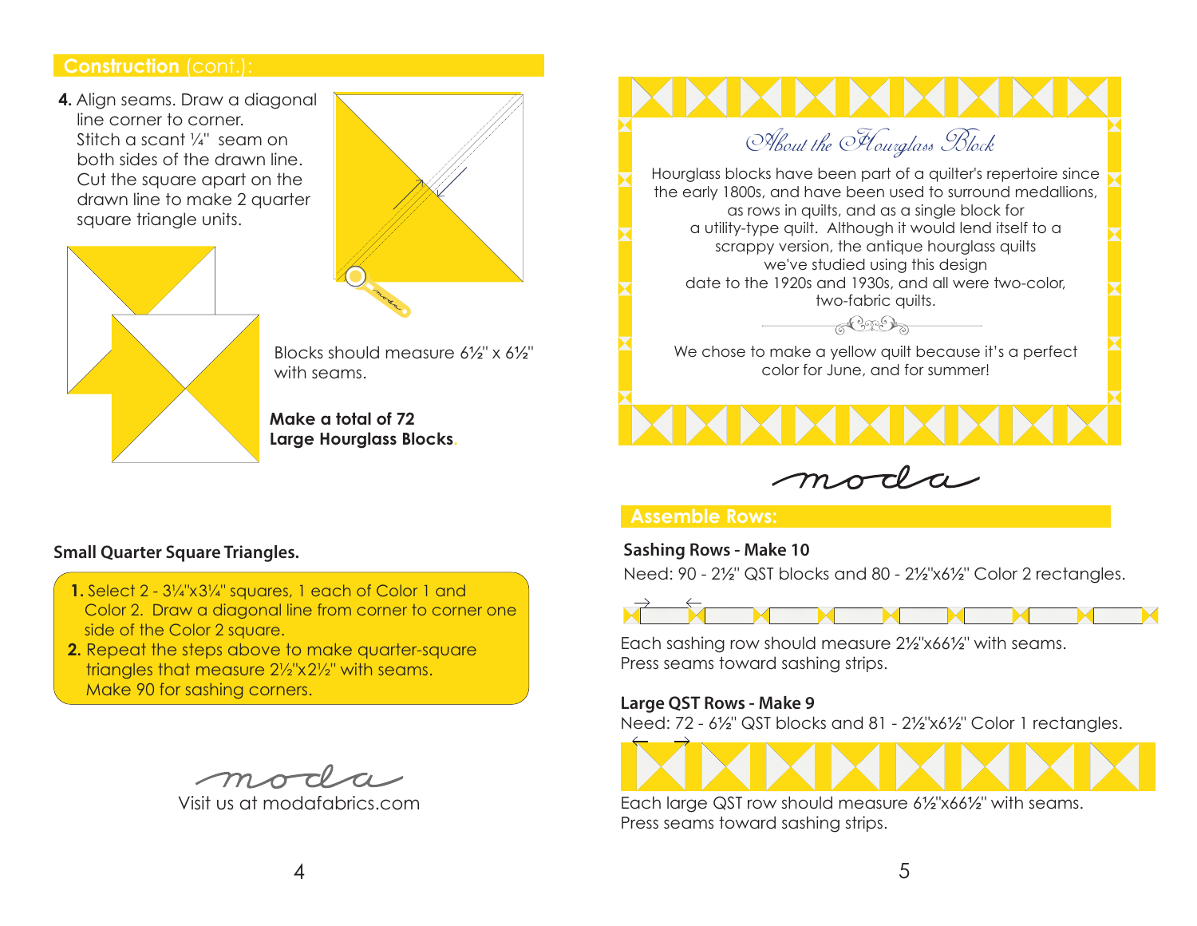## Construction (cont.):

4. Align seams. Draw a diagonal line corner to corner. Stitch a scant ¼" seam on both sides of the drawn line. Cut the square apart on the drawn line to make 2 quarter square triangle units.

Blocks should measure 6½" x 6½" with seams.

**Make a total of 72 Large Hourglass Blocks.**

**Small Quarter Square Triangles.**

1. Select 2 - 3¼"x3¼" squares, 1 each of Color 1 and Color 2. Draw a diagonal line from corner to corner one side of the Color 2 square.
2. Repeat the steps above to make quarter-square triangles that measure 2½"x2½" with seams. Make 90 for sashing corners.

moda

Visit us at modafabrics.com

### *About the Hourglass Block*

Hourglass blocks have been part of a quilter's repertoire since the early 1800s, and have been used to surround medallions, as rows in quilts, and as a single block for a utility-type quilt. Although it would lend itself to a scrappy version, the antique hourglass quilts we've studied using this design date to the 1920s and 1930s, and all were two-color, two-fabric quilts.

We chose to make a yellow quilt because it's a perfect color for June, and for summer!

moda

## Assemble Rows:

**Sashing Rows - Make 10**

Need: 90 - 2½" QST blocks and 80 - 2½"x6½" Color 2 rectangles.

Each sashing row should measure 2½"x66½" with seams. Press seams toward sashing strips.

**Large QST Rows - Make 9**

Need: 72 - 6½" QST blocks and 81 - 2½"x6½" Color 1 rectangles.

Each large QST row should measure 6½"x66½" with seams. Press seams toward sashing strips.